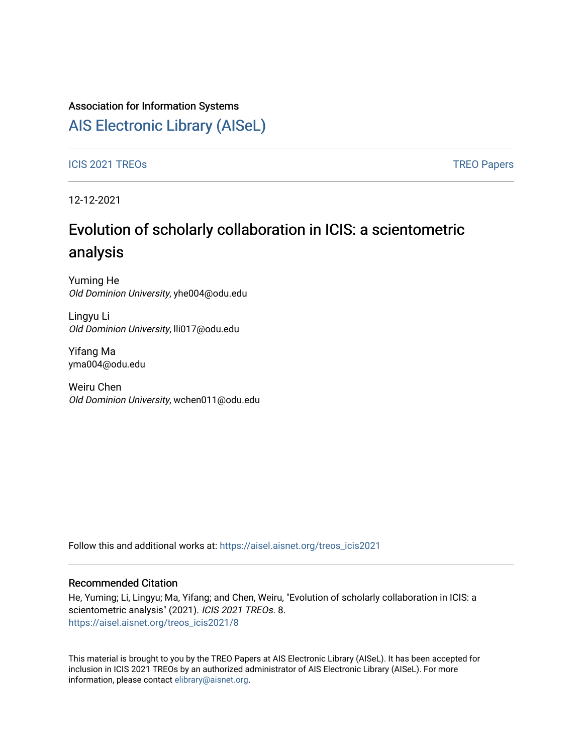Association for Information Systems

# AIS Electronic Library (AISeL)

ICIS 2021 TREOs

TREO Papers

12-12-2021

# Evolution of scholarly collaboration in ICIS: a scientometric analysis

Yuming He
*Old Dominion University*, yhe004@odu.edu

Lingyu Li
*Old Dominion University*, lli017@odu.edu

Yifang Ma
yma004@odu.edu

Weiru Chen
*Old Dominion University*, wchen011@odu.edu

Follow this and additional works at: https://aisel.aisnet.org/treos_icis2021

## Recommended Citation

He, Yuming; Li, Lingyu; Ma, Yifang; and Chen, Weiru, "Evolution of scholarly collaboration in ICIS: a scientometric analysis" (2021). *ICIS 2021 TREOs*. 8.
https://aisel.aisnet.org/treos_icis2021/8

This material is brought to you by the TREO Papers at AIS Electronic Library (AISeL). It has been accepted for inclusion in ICIS 2021 TREOs by an authorized administrator of AIS Electronic Library (AISeL). For more information, please contact elibrary@aisnet.org.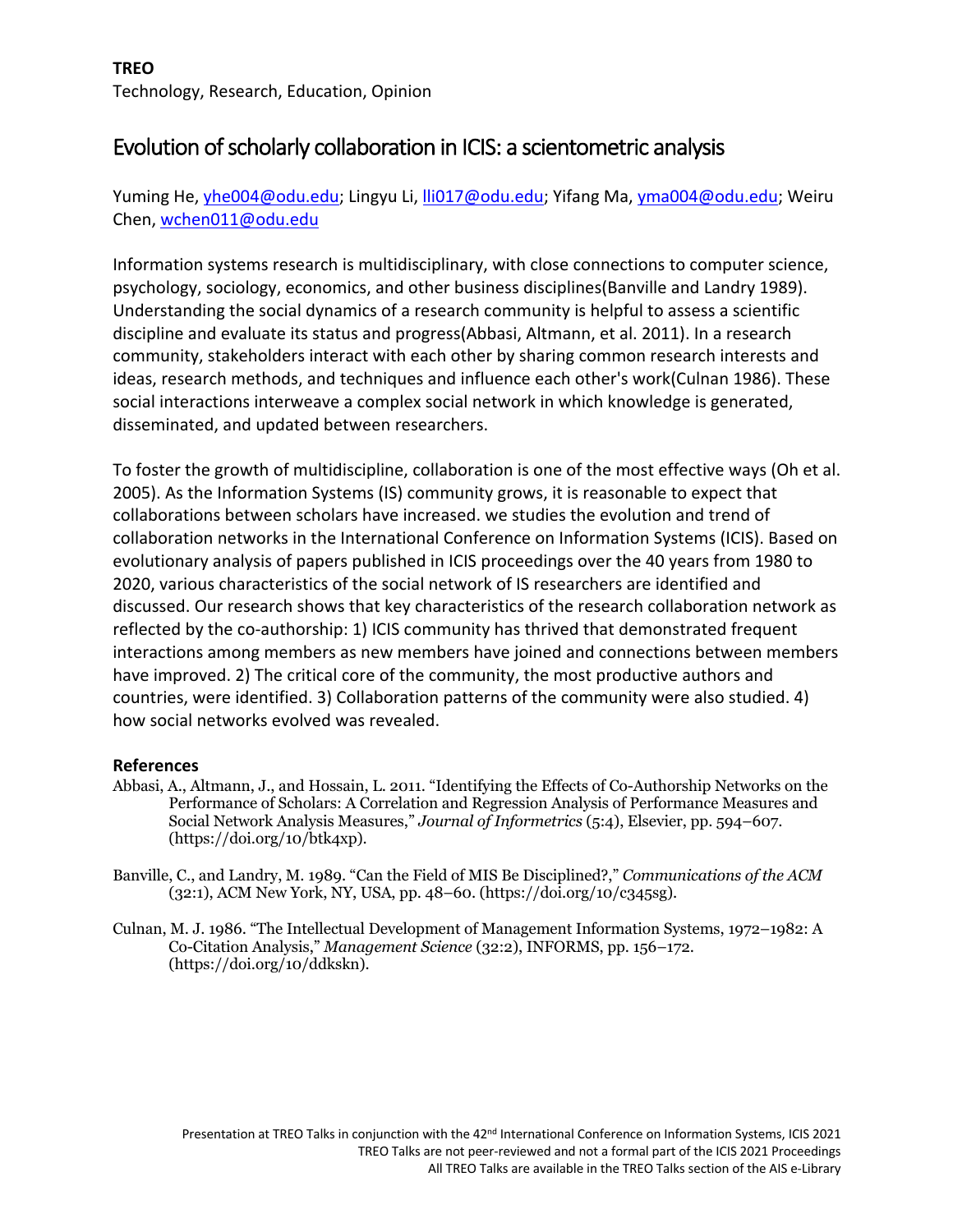**TREO**

Technology, Research, Education, Opinion

# Evolution of scholarly collaboration in ICIS: a scientometric analysis

Yuming He, yhe004@odu.edu; Lingyu Li, lli017@odu.edu; Yifang Ma, yma004@odu.edu; Weiru Chen, wchen011@odu.edu

Information systems research is multidisciplinary, with close connections to computer science, psychology, sociology, economics, and other business disciplines(Banville and Landry 1989). Understanding the social dynamics of a research community is helpful to assess a scientific discipline and evaluate its status and progress(Abbasi, Altmann, et al. 2011). In a research community, stakeholders interact with each other by sharing common research interests and ideas, research methods, and techniques and influence each other's work(Culnan 1986). These social interactions interweave a complex social network in which knowledge is generated, disseminated, and updated between researchers.

To foster the growth of multidiscipline, collaboration is one of the most effective ways (Oh et al. 2005). As the Information Systems (IS) community grows, it is reasonable to expect that collaborations between scholars have increased. we studies the evolution and trend of collaboration networks in the International Conference on Information Systems (ICIS). Based on evolutionary analysis of papers published in ICIS proceedings over the 40 years from 1980 to 2020, various characteristics of the social network of IS researchers are identified and discussed. Our research shows that key characteristics of the research collaboration network as reflected by the co-authorship: 1) ICIS community has thrived that demonstrated frequent interactions among members as new members have joined and connections between members have improved. 2) The critical core of the community, the most productive authors and countries, were identified. 3) Collaboration patterns of the community were also studied. 4) how social networks evolved was revealed.

## References

Abbasi, A., Altmann, J., and Hossain, L. 2011. "Identifying the Effects of Co-Authorship Networks on the Performance of Scholars: A Correlation and Regression Analysis of Performance Measures and Social Network Analysis Measures," *Journal of Informetrics* (5:4), Elsevier, pp. 594–607. (https://doi.org/10/btk4xp).

Banville, C., and Landry, M. 1989. "Can the Field of MIS Be Disciplined?," *Communications of the ACM* (32:1), ACM New York, NY, USA, pp. 48–60. (https://doi.org/10/c345sg).

Culnan, M. J. 1986. "The Intellectual Development of Management Information Systems, 1972–1982: A Co-Citation Analysis," *Management Science* (32:2), INFORMS, pp. 156–172. (https://doi.org/10/ddkskn).

Presentation at TREO Talks in conjunction with the 42nd International Conference on Information Systems, ICIS 2021
TREO Talks are not peer-reviewed and not a formal part of the ICIS 2021 Proceedings
All TREO Talks are available in the TREO Talks section of the AIS e-Library